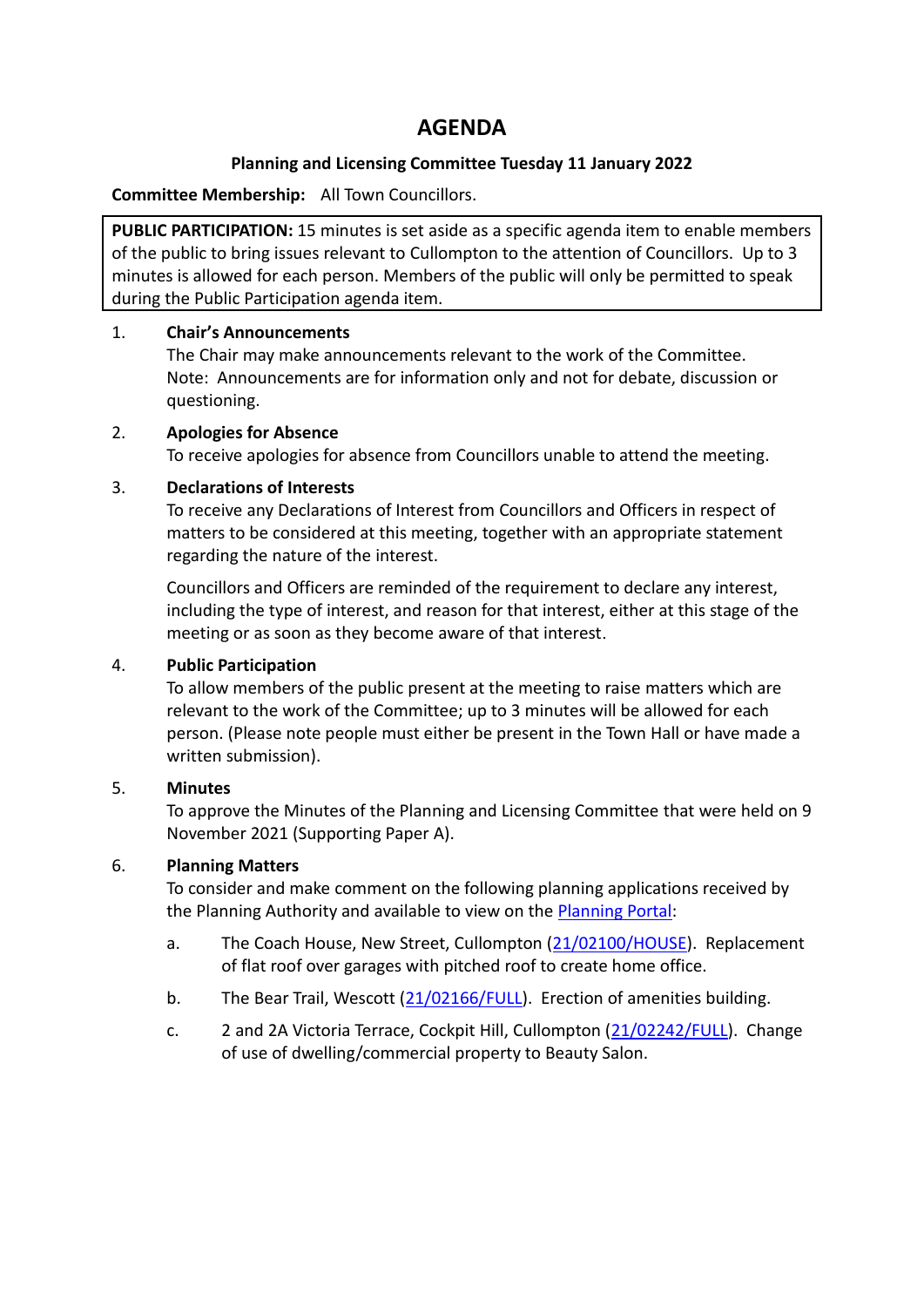# AGENDA

**Planning and Licensing Committee Tuesday 11 January 2022**

**Committee Membership:** All Town Councillors.

> **PUBLIC PARTICIPATION:** 15 minutes is set aside as a specific agenda item to enable members of the public to bring issues relevant to Cullompton to the attention of Councillors. Up to 3 minutes is allowed for each person. Members of the public will only be permitted to speak during the Public Participation agenda item.

1. **Chair's Announcements**
   The Chair may make announcements relevant to the work of the Committee.
   Note: Announcements are for information only and not for debate, discussion or questioning.

2. **Apologies for Absence**
   To receive apologies for absence from Councillors unable to attend the meeting.

3. **Declarations of Interests**
   To receive any Declarations of Interest from Councillors and Officers in respect of matters to be considered at this meeting, together with an appropriate statement regarding the nature of the interest.

   Councillors and Officers are reminded of the requirement to declare any interest, including the type of interest, and reason for that interest, either at this stage of the meeting or as soon as they become aware of that interest.

4. **Public Participation**
   To allow members of the public present at the meeting to raise matters which are relevant to the work of the Committee; up to 3 minutes will be allowed for each person. (Please note people must either be present in the Town Hall or have made a written submission).

5. **Minutes**
   To approve the Minutes of the Planning and Licensing Committee that were held on 9 November 2021 (Supporting Paper A).

6. **Planning Matters**
   To consider and make comment on the following planning applications received by the Planning Authority and available to view on the Planning Portal:

   a. The Coach House, New Street, Cullompton (21/02100/HOUSE). Replacement of flat roof over garages with pitched roof to create home office.

   b. The Bear Trail, Wescott (21/02166/FULL). Erection of amenities building.

   c. 2 and 2A Victoria Terrace, Cockpit Hill, Cullompton (21/02242/FULL). Change of use of dwelling/commercial property to Beauty Salon.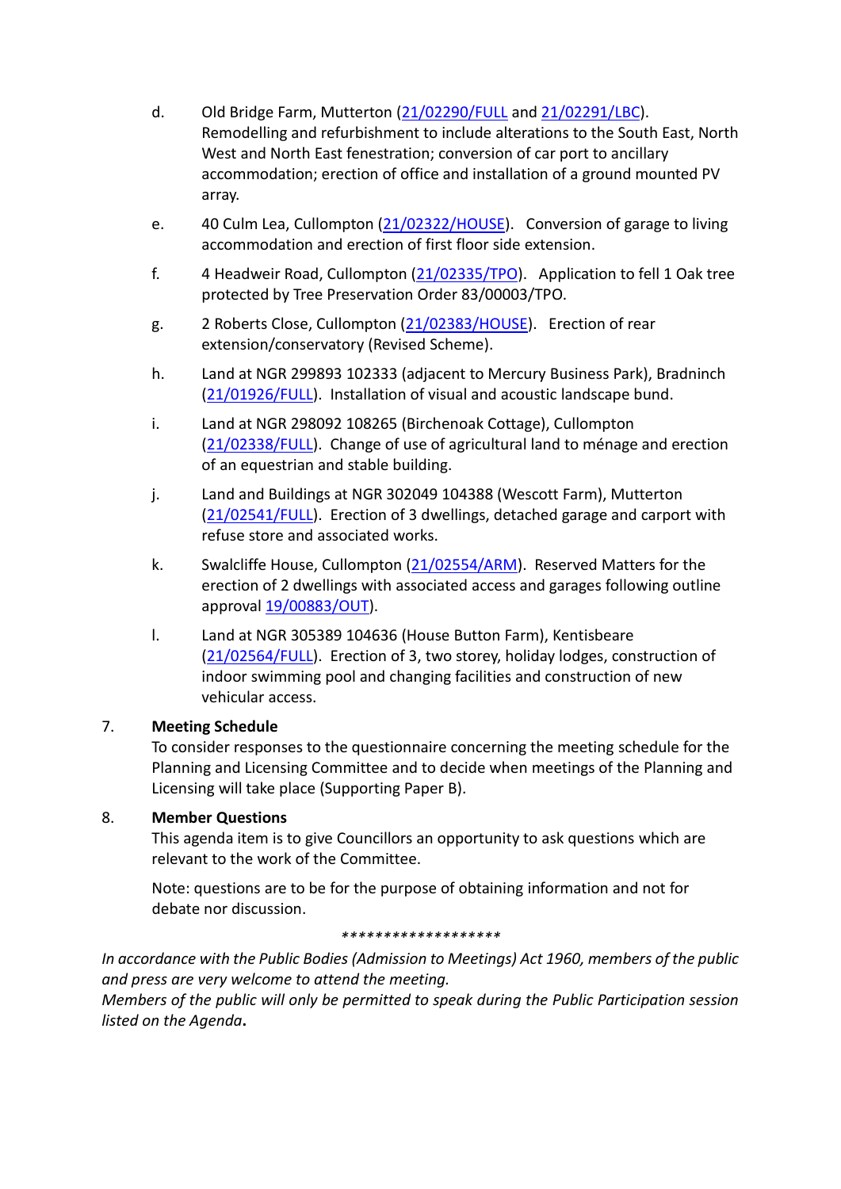d. Old Bridge Farm, Mutterton (21/02290/FULL and 21/02291/LBC). Remodelling and refurbishment to include alterations to the South East, North West and North East fenestration; conversion of car port to ancillary accommodation; erection of office and installation of a ground mounted PV array.

e. 40 Culm Lea, Cullompton (21/02322/HOUSE). Conversion of garage to living accommodation and erection of first floor side extension.

f. 4 Headweir Road, Cullompton (21/02335/TPO). Application to fell 1 Oak tree protected by Tree Preservation Order 83/00003/TPO.

g. 2 Roberts Close, Cullompton (21/02383/HOUSE). Erection of rear extension/conservatory (Revised Scheme).

h. Land at NGR 299893 102333 (adjacent to Mercury Business Park), Bradninch (21/01926/FULL). Installation of visual and acoustic landscape bund.

i. Land at NGR 298092 108265 (Birchenoak Cottage), Cullompton (21/02338/FULL). Change of use of agricultural land to ménage and erection of an equestrian and stable building.

j. Land and Buildings at NGR 302049 104388 (Wescott Farm), Mutterton (21/02541/FULL). Erection of 3 dwellings, detached garage and carport with refuse store and associated works.

k. Swalcliffe House, Cullompton (21/02554/ARM). Reserved Matters for the erection of 2 dwellings with associated access and garages following outline approval 19/00883/OUT).

l. Land at NGR 305389 104636 (House Button Farm), Kentisbeare (21/02564/FULL). Erection of 3, two storey, holiday lodges, construction of indoor swimming pool and changing facilities and construction of new vehicular access.

7. **Meeting Schedule**
To consider responses to the questionnaire concerning the meeting schedule for the Planning and Licensing Committee and to decide when meetings of the Planning and Licensing will take place (Supporting Paper B).

8. **Member Questions**
This agenda item is to give Councillors an opportunity to ask questions which are relevant to the work of the Committee.

Note: questions are to be for the purpose of obtaining information and not for debate nor discussion.

*******************

*In accordance with the Public Bodies (Admission to Meetings) Act 1960, members of the public and press are very welcome to attend the meeting.*
*Members of the public will only be permitted to speak during the Public Participation session listed on the Agenda***.**